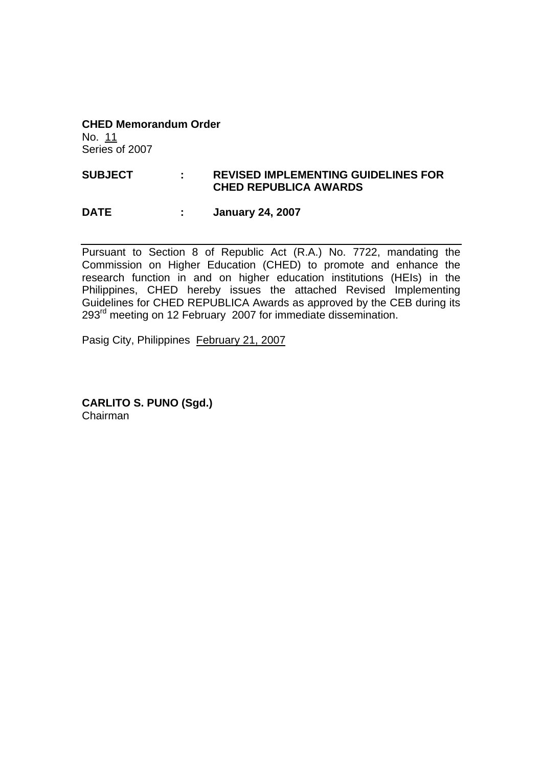**CHED Memorandum Order**
No. 11
Series of 2007

**SUBJECT : REVISED IMPLEMENTING GUIDELINES FOR CHED REPUBLICA AWARDS**

**DATE : January 24, 2007**

---

Pursuant to Section 8 of Republic Act (R.A.) No. 7722, mandating the Commission on Higher Education (CHED) to promote and enhance the research function in and on higher education institutions (HEIs) in the Philippines, CHED hereby issues the attached Revised Implementing Guidelines for CHED REPUBLICA Awards as approved by the CEB during its 293rd meeting on 12 February 2007 for immediate dissemination.

Pasig City, Philippines February 21, 2007

**CARLITO S. PUNO (Sgd.)**
Chairman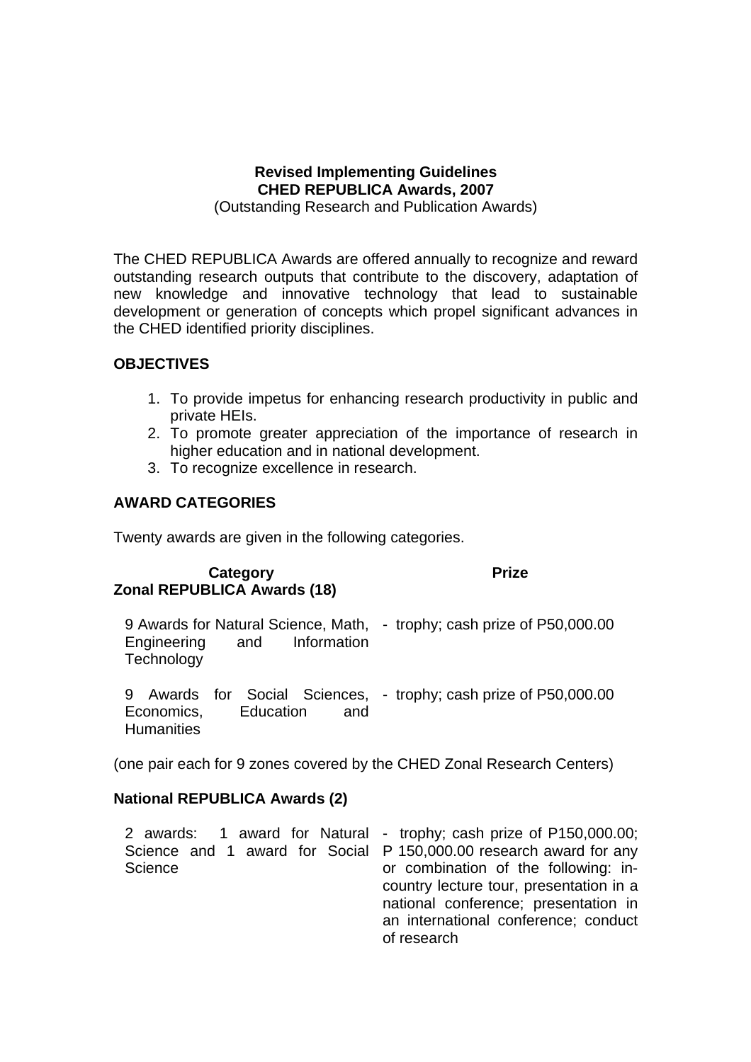**Revised Implementing Guidelines**
**CHED REPUBLICA Awards, 2007**
(Outstanding Research and Publication Awards)

The CHED REPUBLICA Awards are offered annually to recognize and reward outstanding research outputs that contribute to the discovery, adaptation of new knowledge and innovative technology that lead to sustainable development or generation of concepts which propel significant advances in the CHED identified priority disciplines.

## OBJECTIVES

1. To provide impetus for enhancing research productivity in public and private HEIs.
2. To promote greater appreciation of the importance of research in higher education and in national development.
3. To recognize excellence in research.

## AWARD CATEGORIES

Twenty awards are given in the following categories.

| Category | Prize |
|---|---|
| **Zonal REPUBLICA Awards (18)** | |
| 9 Awards for Natural Science, Math, Engineering and Information Technology | - trophy; cash prize of P50,000.00 |
| 9 Awards for Social Sciences, Economics, Education and Humanities | - trophy; cash prize of P50,000.00 |

(one pair each for 9 zones covered by the CHED Zonal Research Centers)

**National REPUBLICA Awards (2)**

| | |
|---|---|
| 2 awards: 1 award for Natural Science and 1 award for Social Science | - trophy; cash prize of P150,000.00; P 150,000.00 research award for any or combination of the following: in-country lecture tour, presentation in a national conference; presentation in an international conference; conduct of research |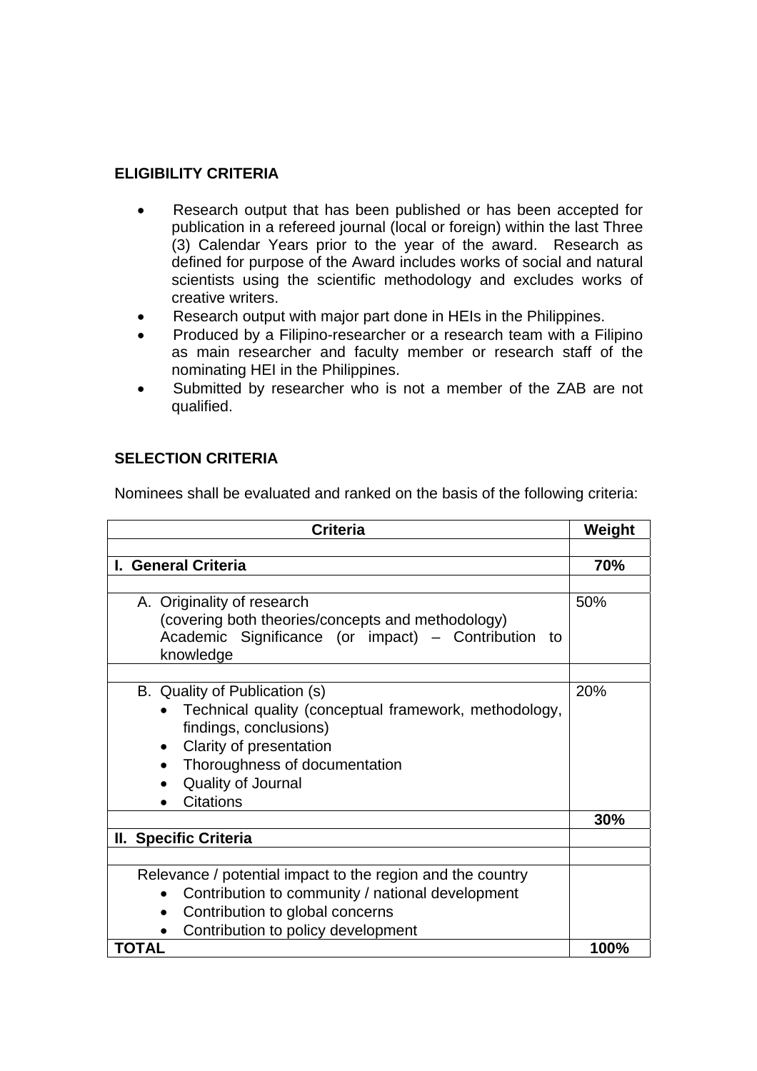## ELIGIBILITY CRITERIA

- Research output that has been published or has been accepted for publication in a refereed journal (local or foreign) within the last Three (3) Calendar Years prior to the year of the award. Research as defined for purpose of the Award includes works of social and natural scientists using the scientific methodology and excludes works of creative writers.
- Research output with major part done in HEIs in the Philippines.
- Produced by a Filipino-researcher or a research team with a Filipino as main researcher and faculty member or research staff of the nominating HEI in the Philippines.
- Submitted by researcher who is not a member of the ZAB are not qualified.

## SELECTION CRITERIA

Nominees shall be evaluated and ranked on the basis of the following criteria:

| Criteria | Weight |
|---|---|
| | |
| **I. General Criteria** | **70%** |
| | |
| A. Originality of research (covering both theories/concepts and methodology) Academic Significance (or impact) – Contribution to knowledge | 50% |
| | |
| B. Quality of Publication (s)<br>• Technical quality (conceptual framework, methodology, findings, conclusions)<br>• Clarity of presentation<br>• Thoroughness of documentation<br>• Quality of Journal<br>• Citations | 20% |
| | **30%** |
| **II. Specific Criteria** | |
| | |
| Relevance / potential impact to the region and the country<br>• Contribution to community / national development<br>• Contribution to global concerns<br>• Contribution to policy development | |
| **TOTAL** | **100%** |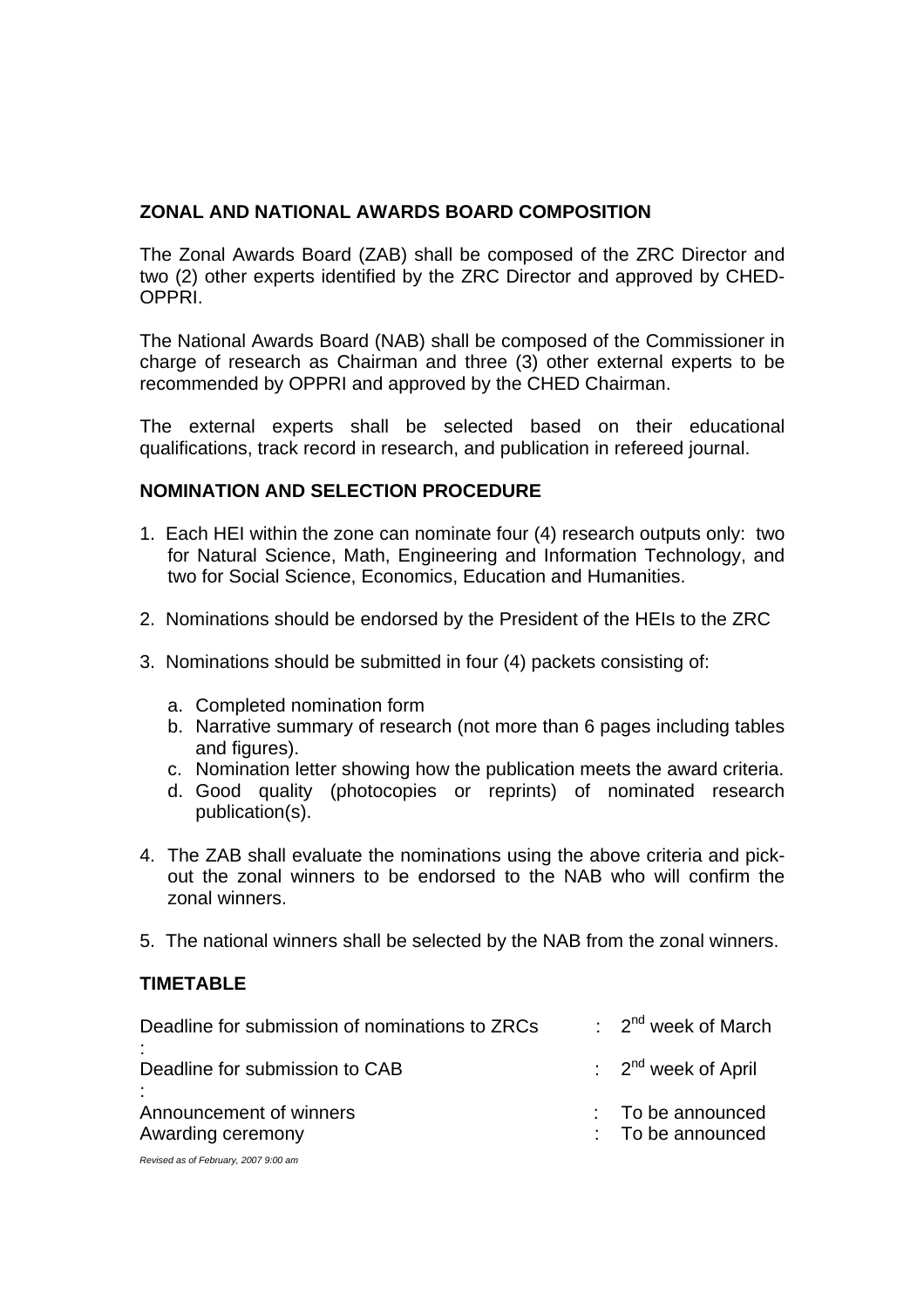## ZONAL AND NATIONAL AWARDS BOARD COMPOSITION

The Zonal Awards Board (ZAB) shall be composed of the ZRC Director and two (2) other experts identified by the ZRC Director and approved by CHED-OPPRI.

The National Awards Board (NAB) shall be composed of the Commissioner in charge of research as Chairman and three (3) other external experts to be recommended by OPPRI and approved by the CHED Chairman.

The external experts shall be selected based on their educational qualifications, track record in research, and publication in refereed journal.

## NOMINATION AND SELECTION PROCEDURE

1. Each HEI within the zone can nominate four (4) research outputs only: two for Natural Science, Math, Engineering and Information Technology, and two for Social Science, Economics, Education and Humanities.

2. Nominations should be endorsed by the President of the HEIs to the ZRC

3. Nominations should be submitted in four (4) packets consisting of:

   a. Completed nomination form
   b. Narrative summary of research (not more than 6 pages including tables and figures).
   c. Nomination letter showing how the publication meets the award criteria.
   d. Good quality (photocopies or reprints) of nominated research publication(s).

4. The ZAB shall evaluate the nominations using the above criteria and pick-out the zonal winners to be endorsed to the NAB who will confirm the zonal winners.

5. The national winners shall be selected by the NAB from the zonal winners.

## TIMETABLE

| | |
|---|---|
| Deadline for submission of nominations to ZRCs : | : 2nd week of March |
| Deadline for submission to CAB : | : 2nd week of April |
| Announcement of winners | : To be announced |
| Awarding ceremony | : To be announced |

*Revised as of February, 2007 9:00 am*